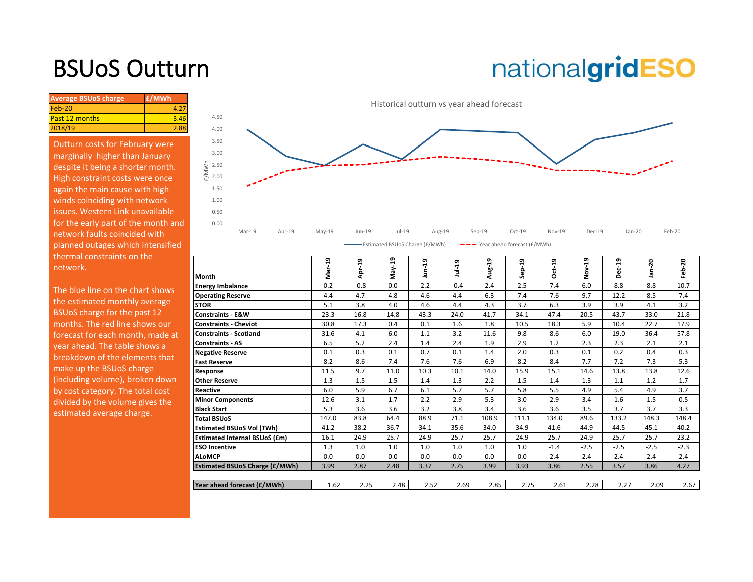# BSUoS Outturn

nationalgridESO

| Average BSUoS charge | £/MWh |
|---|---|
| Feb-20 | 4.27 |
| Past 12 months | 3.46 |
| 2018/19 | 2.88 |

Outturn costs for February were marginally higher than January despite it being a shorter month. High constraint costs were once again the main cause with high winds coinciding with network issues. Western Link unavailable for the early part of the month and network faults coincided with planned outages which intensified thermal constraints on the network.

The blue line on the chart shows the estimated monthly average BSUoS charge for the past 12 months. The red line shows our forecast for each month, made at year ahead. The table shows a breakdown of the elements that make up the BSUoS charge (including volume), broken down by cost category. The total cost divided by the volume gives the estimated average charge.

Historical outturn vs year ahead forecast

| Month | Mar-19 | Apr-19 | May-19 | Jun-19 | Jul-19 | Aug-19 | Sep-19 | Oct-19 | Nov-19 | Dec-19 | Jan-20 | Feb-20 |
|---|---|---|---|---|---|---|---|---|---|---|---|---|
| **Energy Imbalance** | 0.2 | -0.8 | 0.0 | 2.2 | -0.4 | 2.4 | 2.5 | 7.4 | 6.0 | 8.8 | 8.8 | 10.7 |
| **Operating Reserve** | 4.4 | 4.7 | 4.8 | 4.6 | 4.4 | 6.3 | 7.4 | 7.6 | 9.7 | 12.2 | 8.5 | 7.4 |
| **STOR** | 5.1 | 3.8 | 4.0 | 4.6 | 4.4 | 4.3 | 3.7 | 6.3 | 3.9 | 3.9 | 4.1 | 3.2 |
| **Constraints - E&W** | 23.3 | 16.8 | 14.8 | 43.3 | 24.0 | 41.7 | 34.1 | 47.4 | 20.5 | 43.7 | 33.0 | 21.8 |
| **Constraints - Cheviot** | 30.8 | 17.3 | 0.4 | 0.1 | 1.6 | 1.8 | 10.5 | 18.3 | 5.9 | 10.4 | 22.7 | 17.9 |
| **Constraints - Scotland** | 31.6 | 4.1 | 6.0 | 1.1 | 3.2 | 11.6 | 9.8 | 8.6 | 6.0 | 19.0 | 36.4 | 57.8 |
| **Constraints - AS** | 6.5 | 5.2 | 2.4 | 1.4 | 2.4 | 1.9 | 2.9 | 1.2 | 2.3 | 2.3 | 2.1 | 2.1 |
| **Negative Reserve** | 0.1 | 0.3 | 0.1 | 0.7 | 0.1 | 1.4 | 2.0 | 0.3 | 0.1 | 0.2 | 0.4 | 0.3 |
| **Fast Reserve** | 8.2 | 8.6 | 7.4 | 7.6 | 7.6 | 6.9 | 8.2 | 8.4 | 7.7 | 7.2 | 7.3 | 5.3 |
| **Response** | 11.5 | 9.7 | 11.0 | 10.3 | 10.1 | 14.0 | 15.9 | 15.1 | 14.6 | 13.8 | 13.8 | 12.6 |
| **Other Reserve** | 1.3 | 1.5 | 1.5 | 1.4 | 1.3 | 2.2 | 1.5 | 1.4 | 1.3 | 1.1 | 1.2 | 1.7 |
| **Reactive** | 6.0 | 5.9 | 6.7 | 6.1 | 5.7 | 5.7 | 5.8 | 5.5 | 4.9 | 5.4 | 4.9 | 3.7 |
| **Minor Components** | 12.6 | 3.1 | 1.7 | 2.2 | 2.9 | 5.3 | 3.0 | 2.9 | 3.4 | 1.6 | 1.5 | 0.5 |
| **Black Start** | 5.3 | 3.6 | 3.6 | 3.2 | 3.8 | 3.4 | 3.6 | 3.6 | 3.5 | 3.7 | 3.7 | 3.3 |
| **Total BSUoS** | 147.0 | 83.8 | 64.4 | 88.9 | 71.1 | 108.9 | 111.1 | 134.0 | 89.6 | 133.2 | 148.3 | 148.4 |
| **Estimated BSUoS Vol (TWh)** | 41.2 | 38.2 | 36.7 | 34.1 | 35.6 | 34.0 | 34.9 | 41.6 | 44.9 | 44.5 | 45.1 | 40.2 |
| **Estimated Internal BSUoS (£m)** | 16.1 | 24.9 | 25.7 | 24.9 | 25.7 | 25.7 | 24.9 | 25.7 | 24.9 | 25.7 | 25.7 | 23.2 |
| **ESO Incentive** | 1.3 | 1.0 | 1.0 | 1.0 | 1.0 | 1.0 | 1.0 | -1.4 | -2.5 | -2.5 | -2.5 | -2.3 |
| **ALoMCP** | 0.0 | 0.0 | 0.0 | 0.0 | 0.0 | 0.0 | 0.0 | 2.4 | 2.4 | 2.4 | 2.4 | 2.4 |
| **Estimated BSUoS Charge (£/MWh)** | 3.99 | 2.87 | 2.48 | 3.37 | 2.75 | 3.99 | 3.93 | 3.86 | 2.55 | 3.57 | 3.86 | 4.27 |
| **Year ahead forecast (£/MWh)** | 1.62 | 2.25 | 2.48 | 2.52 | 2.69 | 2.85 | 2.75 | 2.61 | 2.28 | 2.27 | 2.09 | 2.67 |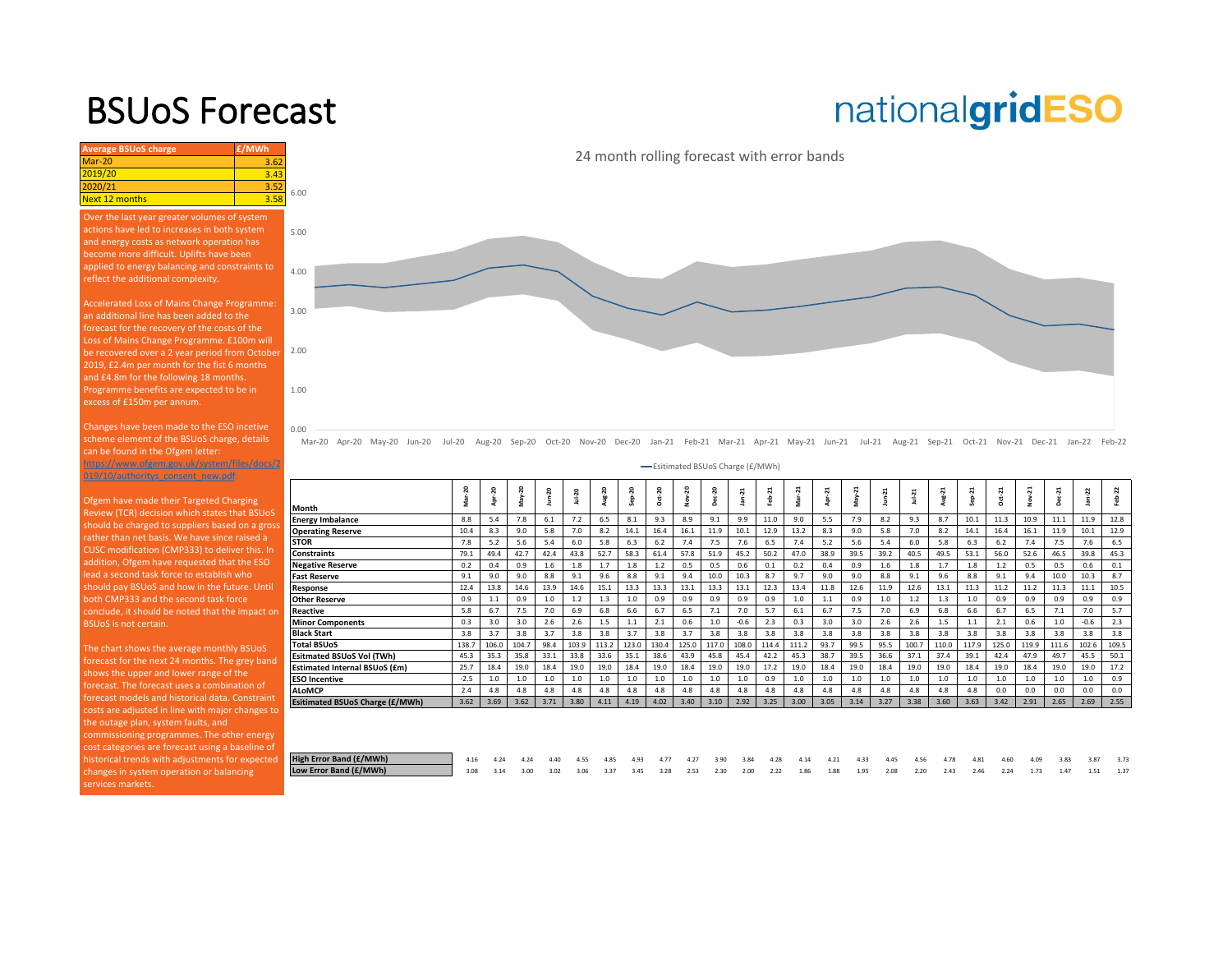# BSUoS Forecast

nationalgridESO

| Average BSUoS charge | £/MWh |
|---|---|
| Mar-20 | 3.62 |
| 2019/20 | 3.43 |
| 2020/21 | 3.52 |
| Next 12 months | 3.58 |

Over the last year greater volumes of system actions have led to increases in both system and energy costs as network operation has become more difficult. Uplifts have been applied to energy balancing and constraints to reflect the additional complexity.

Accelerated Loss of Mains Change Programme: an additional line has been added to the forecast for the recovery of the costs of the Loss of Mains Change Programme. £100m will be recovered over a 2 year period from October 2019, £2.4m per month for the fist 6 months and £4.8m for the following 18 months. Programme benefits are expected to be in excess of £150m per annum.

Changes have been made to the ESO incetive scheme element of the BSUoS charge, details can be found in the Ofgem letter: https://www.ofgem.gov.uk/system/files/docs/2019/10/authoritys_consent_new.pdf

Ofgem have made their Targeted Charging Review (TCR) decision which states that BSUoS should be charged to suppliers based on a gross rather than net basis. We have since raised a CUSC modification (CMP333) to deliver this. In addition, Ofgem have requested that the ESO lead a second task force to establish who should pay BSUoS and how in the future. Until both CMP333 and the second task force conclude, it should be noted that the impact on BSUoS is not certain.

The chart shows the average monthly BSUoS forecast for the next 24 months. The grey band shows the upper and lower range of the forecast. The forecast uses a combination of forecast models and historical data. Constraint costs are adjusted in line with major changes to the outage plan, system faults, and commissioning programmes. The other energy cost categories are forecast using a baseline of historical trends with adjustments for expected changes in system operation or balancing services markets.

24 month rolling forecast with error bands

| Month | Mar-20 | Apr-20 | May-20 | Jun-20 | Jul-20 | Aug-20 | Sep-20 | Oct-20 | Nov-20 | Dec-20 | Jan-21 | Feb-21 | Mar-21 | Apr-21 | May-21 | Jun-21 | Jul-21 | Aug-21 | Sep-21 | Oct-21 | Nov-21 | Dec-21 | Jan-22 | Feb-22 |
|---|---|---|---|---|---|---|---|---|---|---|---|---|---|---|---|---|---|---|---|---|---|---|---|---|
| **Energy Imbalance** | 8.8 | 5.4 | 7.8 | 6.1 | 7.2 | 6.5 | 8.1 | 9.3 | 8.9 | 9.1 | 9.9 | 11.0 | 9.0 | 5.5 | 7.9 | 8.2 | 9.3 | 8.7 | 10.1 | 11.3 | 10.9 | 11.1 | 11.9 | 12.8 |
| **Operating Reserve** | 10.4 | 8.3 | 9.0 | 5.8 | 7.0 | 8.2 | 14.1 | 16.4 | 16.1 | 11.9 | 10.1 | 12.9 | 13.2 | 8.3 | 9.0 | 5.8 | 7.0 | 8.2 | 14.1 | 16.4 | 16.1 | 11.9 | 10.1 | 12.9 |
| **STOR** | 7.8 | 5.2 | 5.6 | 5.4 | 6.0 | 5.8 | 6.3 | 6.2 | 7.4 | 7.5 | 7.6 | 6.5 | 7.4 | 5.2 | 5.6 | 5.4 | 6.0 | 5.8 | 6.3 | 6.2 | 7.4 | 7.5 | 7.6 | 6.5 |
| **Constraints** | 79.1 | 49.4 | 42.7 | 42.4 | 43.8 | 52.7 | 58.3 | 61.4 | 57.8 | 51.9 | 45.2 | 50.2 | 47.0 | 38.9 | 39.5 | 39.2 | 40.5 | 49.5 | 53.1 | 56.0 | 52.6 | 46.5 | 39.8 | 45.3 |
| **Negative Reserve** | 0.2 | 0.4 | 0.9 | 1.6 | 1.8 | 1.7 | 1.8 | 1.2 | 0.5 | 0.5 | 0.6 | 0.1 | 0.2 | 0.4 | 0.9 | 1.6 | 1.8 | 1.7 | 1.8 | 1.2 | 0.5 | 0.5 | 0.6 | 0.1 |
| **Fast Reserve** | 9.1 | 9.0 | 9.0 | 8.8 | 9.1 | 9.6 | 8.8 | 9.1 | 9.4 | 10.0 | 10.3 | 8.7 | 9.7 | 9.0 | 9.0 | 8.8 | 9.1 | 9.6 | 8.8 | 9.1 | 9.4 | 10.0 | 10.3 | 8.7 |
| **Response** | 12.4 | 13.8 | 14.6 | 13.9 | 14.6 | 15.1 | 13.3 | 13.3 | 13.1 | 13.3 | 13.1 | 12.3 | 13.4 | 11.8 | 12.6 | 11.9 | 12.6 | 13.1 | 11.3 | 11.2 | 11.2 | 11.3 | 11.1 | 10.5 |
| **Other Reserve** | 0.9 | 1.1 | 0.9 | 1.0 | 1.2 | 1.3 | 1.0 | 0.9 | 0.9 | 0.9 | 0.9 | 0.9 | 1.0 | 1.1 | 0.9 | 1.0 | 1.2 | 1.3 | 1.0 | 0.9 | 0.9 | 0.9 | 0.9 | 0.9 |
| **Reactive** | 5.8 | 6.7 | 7.5 | 7.0 | 6.9 | 6.8 | 6.6 | 6.7 | 6.5 | 7.1 | 7.0 | 5.7 | 6.1 | 6.7 | 7.5 | 7.0 | 6.9 | 6.8 | 6.6 | 6.7 | 6.5 | 7.1 | 7.0 | 5.7 |
| **Minor Components** | 0.3 | 3.0 | 3.0 | 2.6 | 2.6 | 1.5 | 1.1 | 2.1 | 0.6 | 1.0 | -0.6 | 2.3 | 0.3 | 3.0 | 3.0 | 2.6 | 2.6 | 1.5 | 1.1 | 2.1 | 0.6 | 1.0 | -0.6 | 2.3 |
| **Black Start** | 3.8 | 3.7 | 3.8 | 3.7 | 3.8 | 3.8 | 3.7 | 3.8 | 3.7 | 3.8 | 3.8 | 3.8 | 3.8 | 3.8 | 3.8 | 3.8 | 3.8 | 3.8 | 3.8 | 3.8 | 3.8 | 3.8 | 3.8 | 3.8 |
| **Total BSUoS** | 138.7 | 106.0 | 104.7 | 98.4 | 103.9 | 113.2 | 123.0 | 130.4 | 125.0 | 117.0 | 108.0 | 114.4 | 111.2 | 93.7 | 99.5 | 95.5 | 100.7 | 110.0 | 117.9 | 125.0 | 119.9 | 111.6 | 102.6 | 109.5 |
| **Esitmated BSUoS Vol (TWh)** | 45.3 | 35.3 | 35.8 | 33.1 | 33.8 | 33.6 | 35.1 | 38.6 | 43.9 | 45.8 | 45.4 | 42.2 | 45.3 | 38.7 | 39.5 | 36.6 | 37.1 | 37.4 | 39.1 | 42.4 | 47.9 | 49.7 | 45.5 | 50.1 |
| **Estimated Internal BSUoS (£m)** | 25.7 | 18.4 | 19.0 | 18.4 | 19.0 | 19.0 | 18.4 | 19.0 | 18.4 | 19.0 | 19.0 | 17.2 | 19.0 | 18.4 | 19.0 | 18.4 | 19.0 | 19.0 | 18.4 | 19.0 | 18.4 | 19.0 | 19.0 | 17.2 |
| **ESO Incentive** | -2.5 | 1.0 | 1.0 | 1.0 | 1.0 | 1.0 | 1.0 | 1.0 | 1.0 | 1.0 | 1.0 | 0.9 | 1.0 | 1.0 | 1.0 | 1.0 | 1.0 | 1.0 | 1.0 | 1.0 | 1.0 | 1.0 | 1.0 | 0.9 |
| **ALoMCP** | 2.4 | 4.8 | 4.8 | 4.8 | 4.8 | 4.8 | 4.8 | 4.8 | 4.8 | 4.8 | 4.8 | 4.8 | 4.8 | 4.8 | 4.8 | 4.8 | 4.8 | 4.8 | 4.8 | 0.0 | 0.0 | 0.0 | 0.0 | 0.0 |
| **Esitimated BSUoS Charge (£/MWh)** | 3.62 | 3.69 | 3.62 | 3.71 | 3.80 | 4.11 | 4.19 | 4.02 | 3.40 | 3.10 | 2.92 | 3.25 | 3.00 | 3.05 | 3.14 | 3.27 | 3.38 | 3.60 | 3.63 | 3.42 | 2.91 | 2.65 | 2.69 | 2.55 |
| **High Error Band (£/MWh)** | 4.16 | 4.24 | 4.24 | 4.40 | 4.55 | 4.85 | 4.93 | 4.77 | 4.27 | 3.90 | 3.84 | 4.28 | 4.14 | 4.21 | 4.33 | 4.45 | 4.56 | 4.78 | 4.81 | 4.60 | 4.09 | 3.83 | 3.87 | 3.73 |
| **Low Error Band (£/MWh)** | 3.08 | 3.14 | 3.00 | 3.02 | 3.06 | 3.37 | 3.45 | 3.28 | 2.53 | 2.30 | 2.00 | 2.22 | 1.86 | 1.88 | 1.95 | 2.08 | 2.20 | 2.43 | 2.46 | 2.24 | 1.73 | 1.47 | 1.51 | 1.37 |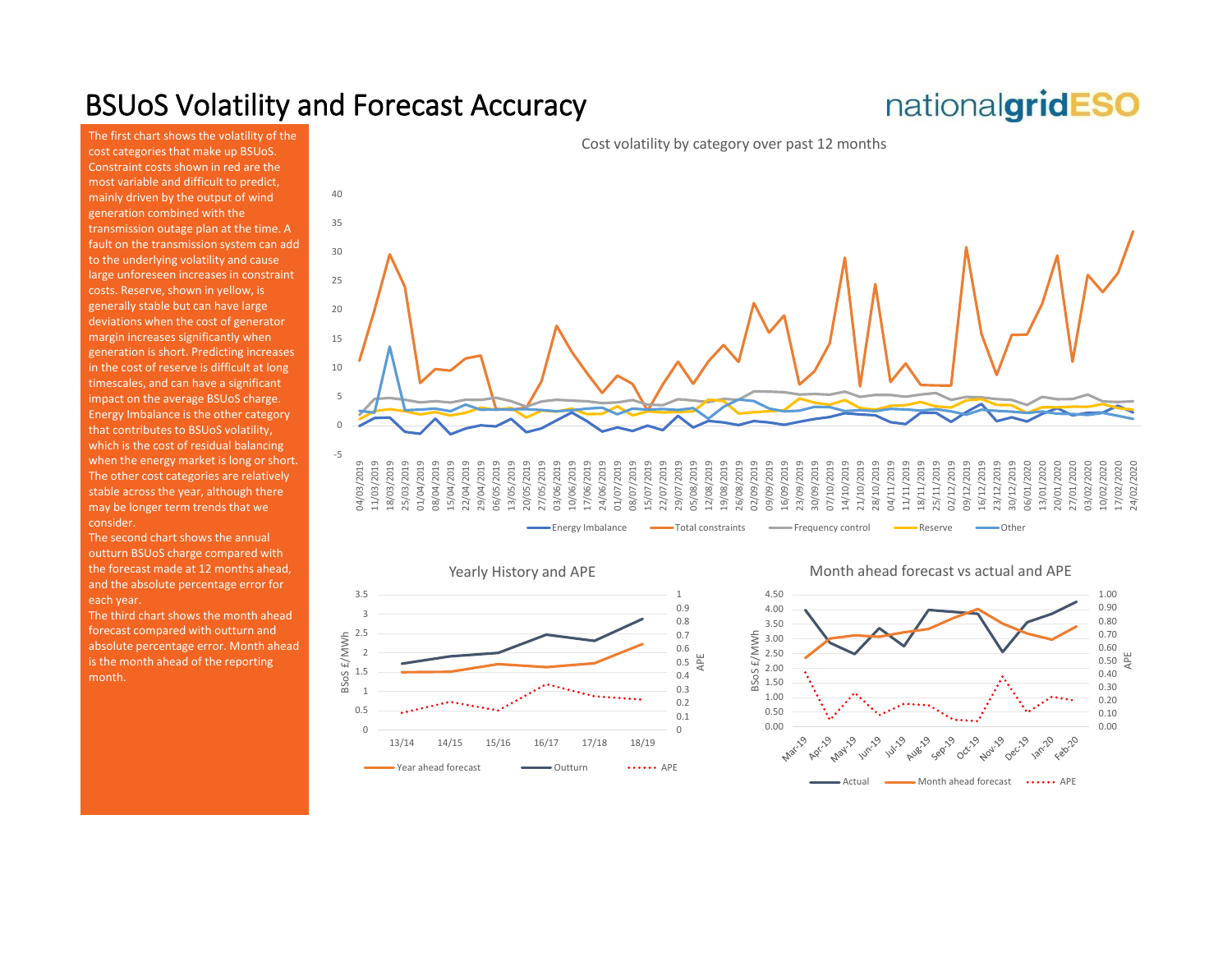# BSUoS Volatility and Forecast Accuracy

nationalgridESO

The first chart shows the volatility of the cost categories that make up BSUoS. Constraint costs shown in red are the most variable and difficult to predict, mainly driven by the output of wind generation combined with the transmission outage plan at the time. A fault on the transmission system can add to the underlying volatility and cause large unforeseen increases in constraint costs. Reserve, shown in yellow, is generally stable but can have large deviations when the cost of generator margin increases significantly when generation is short. Predicting increases in the cost of reserve is difficult at long timescales, and can have a significant impact on the average BSUoS charge. Energy Imbalance is the other category that contributes to BSUoS volatility, which is the cost of residual balancing when the energy market is long or short. The other cost categories are relatively stable across the year, although there may be longer term trends that we consider.

The second chart shows the annual outturn BSUoS charge compared with the forecast made at 12 months ahead, and the absolute percentage error for each year.

The third chart shows the month ahead forecast compared with outturn and absolute percentage error. Month ahead is the month ahead of the reporting month.

Cost volatility by category over past 12 months

40
35
30
25
20
15
10
5
0
-5

04/03/2019 11/03/2019 18/03/2019 25/03/2019 01/04/2019 08/04/2019 15/04/2019 22/04/2019 29/04/2019 06/05/2019 13/05/2019 20/05/2019 27/05/2019 03/06/2019 10/06/2019 17/06/2019 24/06/2019 01/07/2019 08/07/2019 15/07/2019 22/07/2019 29/07/2019 05/08/2019 12/08/2019 19/08/2019 26/08/2019 02/09/2019 09/09/2019 16/09/2019 23/09/2019 30/09/2019 07/10/2019 14/10/2019 21/10/2019 28/10/2019 04/11/2019 11/11/2019 18/11/2019 25/11/2019 02/12/2019 09/12/2019 16/12/2019 23/12/2019 30/12/2019 06/01/2020 13/01/2020 20/01/2020 27/01/2020 03/02/2020 10/02/2020 17/02/2020 24/02/2020

Energy Imbalance
Total constraints
Frequency control
Reserve
Other

Yearly History and APE

BSoS £/MWh
3.5
3
2.5
2
1.5
1
0.5
0

APE
1
0.9
0.8
0.7
0.6
0.5
0.4
0.3
0.2
0.1
0

13/14 14/15 15/16 16/17 17/18 18/19

Year ahead forecast
Outturn
APE

Month ahead forecast vs actual and APE

BSoS £/MWh
4.50
4.00
3.50
3.00
2.50
2.00
1.50
1.00
0.50
0.00

APE
1.00
0.90
0.80
0.70
0.60
0.50
0.40
0.30
0.20
0.10
0.00

Mar-19 Apr-19 May-19 Jun-19 Jul-19 Aug-19 Sep-19 Oct-19 Nov-19 Dec-19 Jan-20 Feb-20

Actual
Month ahead forecast
APE